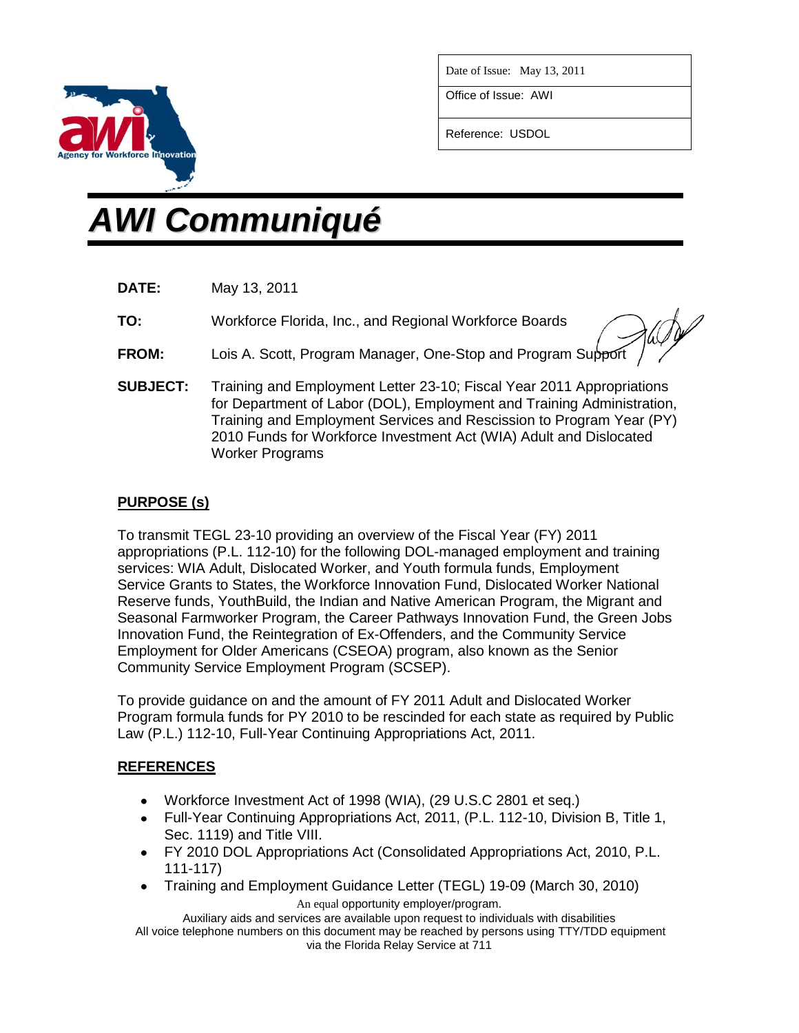| Date of Issue: May 13, 2011 |
| --- |
| Office of Issue: AWI |
| Reference: USDOL |

# AWI Communiqué

**DATE:** May 13, 2011

**TO:** Workforce Florida, Inc., and Regional Workforce Boards

**FROM:** Lois A. Scott, Program Manager, One-Stop and Program Support

**SUBJECT:** Training and Employment Letter 23-10; Fiscal Year 2011 Appropriations for Department of Labor (DOL), Employment and Training Administration, Training and Employment Services and Rescission to Program Year (PY) 2010 Funds for Workforce Investment Act (WIA) Adult and Dislocated Worker Programs

## PURPOSE (s)

To transmit TEGL 23-10 providing an overview of the Fiscal Year (FY) 2011 appropriations (P.L. 112-10) for the following DOL-managed employment and training services: WIA Adult, Dislocated Worker, and Youth formula funds, Employment Service Grants to States, the Workforce Innovation Fund, Dislocated Worker National Reserve funds, YouthBuild, the Indian and Native American Program, the Migrant and Seasonal Farmworker Program, the Career Pathways Innovation Fund, the Green Jobs Innovation Fund, the Reintegration of Ex-Offenders, and the Community Service Employment for Older Americans (CSEOA) program, also known as the Senior Community Service Employment Program (SCSEP).

To provide guidance on and the amount of FY 2011 Adult and Dislocated Worker Program formula funds for PY 2010 to be rescinded for each state as required by Public Law (P.L.) 112-10, Full-Year Continuing Appropriations Act, 2011.

## REFERENCES

- Workforce Investment Act of 1998 (WIA), (29 U.S.C 2801 et seq.)
- Full-Year Continuing Appropriations Act, 2011, (P.L. 112-10, Division B, Title 1, Sec. 1119) and Title VIII.
- FY 2010 DOL Appropriations Act (Consolidated Appropriations Act, 2010, P.L. 111-117)
- Training and Employment Guidance Letter (TEGL) 19-09 (March 30, 2010)

An equal opportunity employer/program.
Auxiliary aids and services are available upon request to individuals with disabilities
All voice telephone numbers on this document may be reached by persons using TTY/TDD equipment via the Florida Relay Service at 711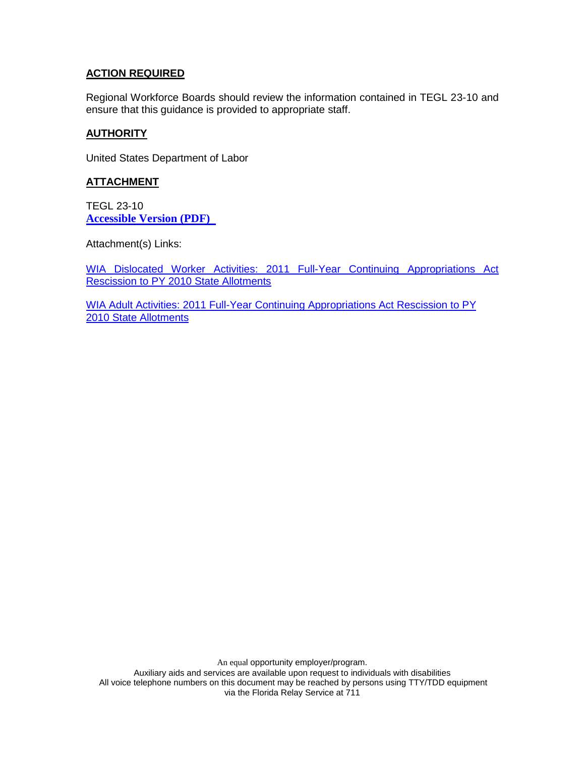**ACTION REQUIRED**

Regional Workforce Boards should review the information contained in TEGL 23-10 and ensure that this guidance is provided to appropriate staff.

**AUTHORITY**

United States Department of Labor

**ATTACHMENT**

TEGL 23-10
**Accessible Version (PDF)**

Attachment(s) Links:

WIA Dislocated Worker Activities: 2011 Full-Year Continuing Appropriations Act Rescission to PY 2010 State Allotments

WIA Adult Activities: 2011 Full-Year Continuing Appropriations Act Rescission to PY 2010 State Allotments

An equal opportunity employer/program.
Auxiliary aids and services are available upon request to individuals with disabilities
All voice telephone numbers on this document may be reached by persons using TTY/TDD equipment via the Florida Relay Service at 711